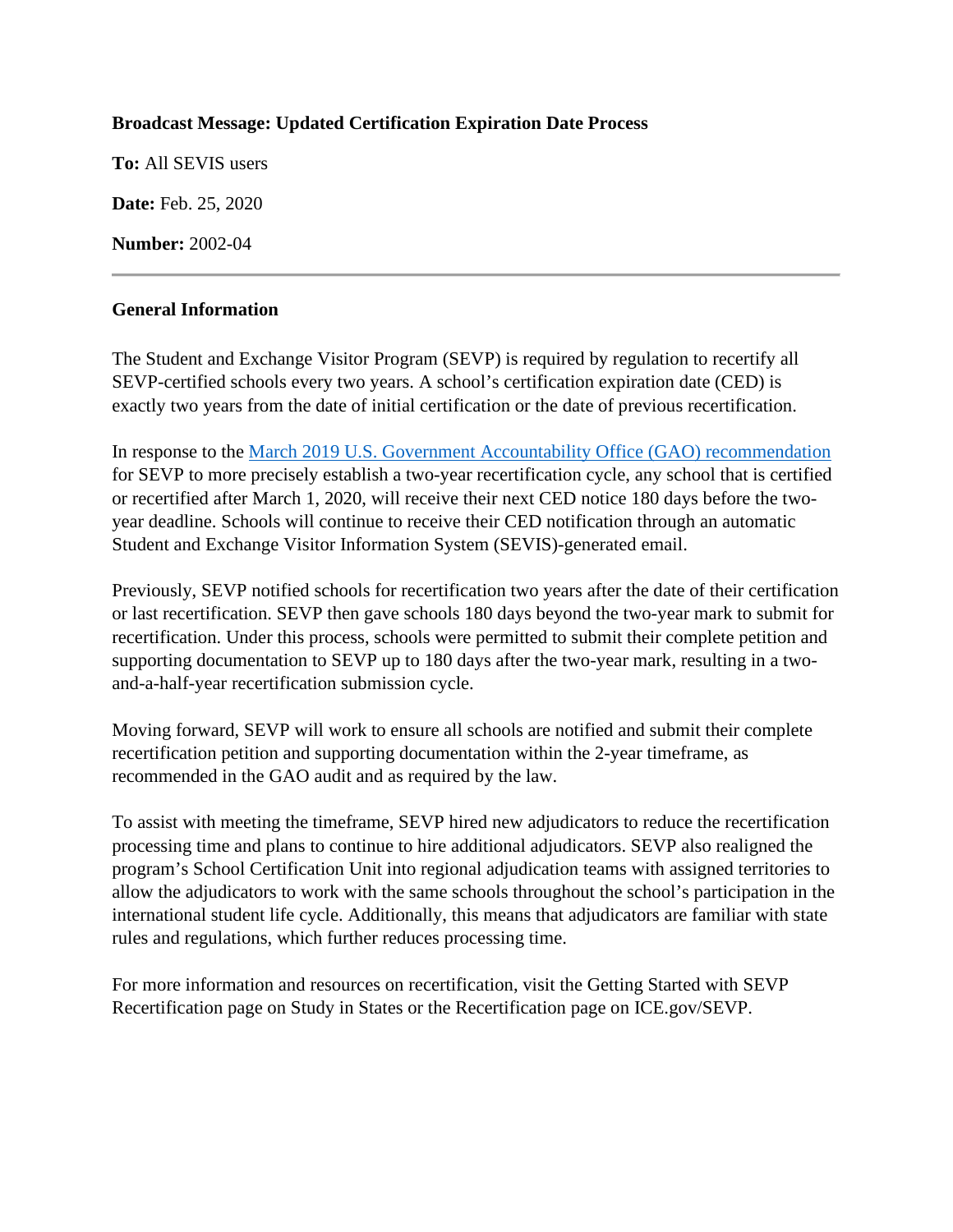**Broadcast Message: Updated Certification Expiration Date Process**

**To:** All SEVIS users

**Date:** Feb. 25, 2020

**Number:** 2002-04

---

**General Information**

The Student and Exchange Visitor Program (SEVP) is required by regulation to recertify all SEVP-certified schools every two years. A school's certification expiration date (CED) is exactly two years from the date of initial certification or the date of previous recertification.

In response to the [March 2019 U.S. Government Accountability Office (GAO) recommendation]() for SEVP to more precisely establish a two-year recertification cycle, any school that is certified or recertified after March 1, 2020, will receive their next CED notice 180 days before the two-year deadline. Schools will continue to receive their CED notification through an automatic Student and Exchange Visitor Information System (SEVIS)-generated email.

Previously, SEVP notified schools for recertification two years after the date of their certification or last recertification. SEVP then gave schools 180 days beyond the two-year mark to submit for recertification. Under this process, schools were permitted to submit their complete petition and supporting documentation to SEVP up to 180 days after the two-year mark, resulting in a two-and-a-half-year recertification submission cycle.

Moving forward, SEVP will work to ensure all schools are notified and submit their complete recertification petition and supporting documentation within the 2-year timeframe, as recommended in the GAO audit and as required by the law.

To assist with meeting the timeframe, SEVP hired new adjudicators to reduce the recertification processing time and plans to continue to hire additional adjudicators. SEVP also realigned the program's School Certification Unit into regional adjudication teams with assigned territories to allow the adjudicators to work with the same schools throughout the school's participation in the international student life cycle. Additionally, this means that adjudicators are familiar with state rules and regulations, which further reduces processing time.

For more information and resources on recertification, visit the Getting Started with SEVP Recertification page on Study in States or the Recertification page on ICE.gov/SEVP.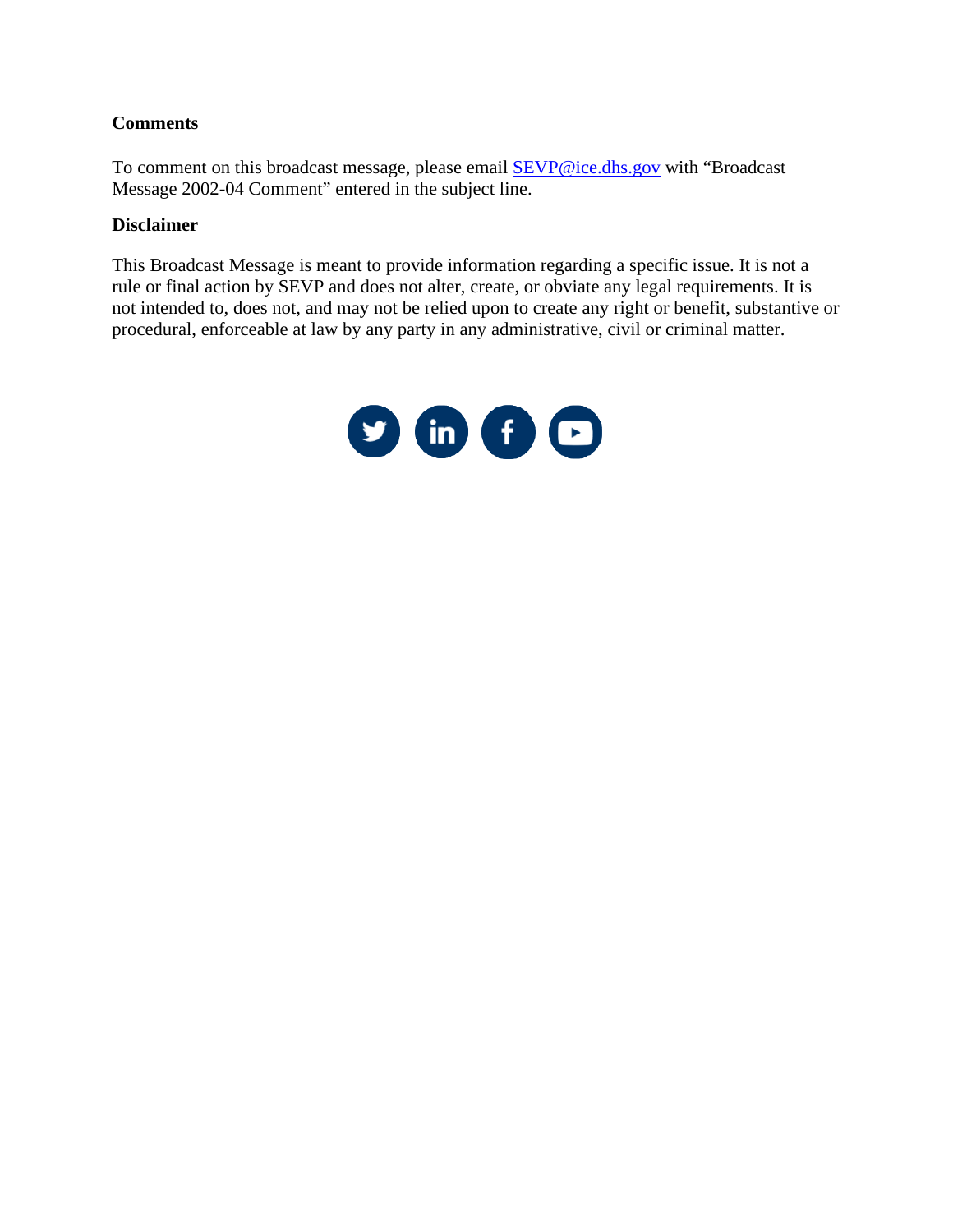**Comments**

To comment on this broadcast message, please email [SEVP@ice.dhs.gov](mailto:SEVP@ice.dhs.gov) with "Broadcast Message 2002-04 Comment" entered in the subject line.

**Disclaimer**

This Broadcast Message is meant to provide information regarding a specific issue. It is not a rule or final action by SEVP and does not alter, create, or obviate any legal requirements. It is not intended to, does not, and may not be relied upon to create any right or benefit, substantive or procedural, enforceable at law by any party in any administrative, civil or criminal matter.